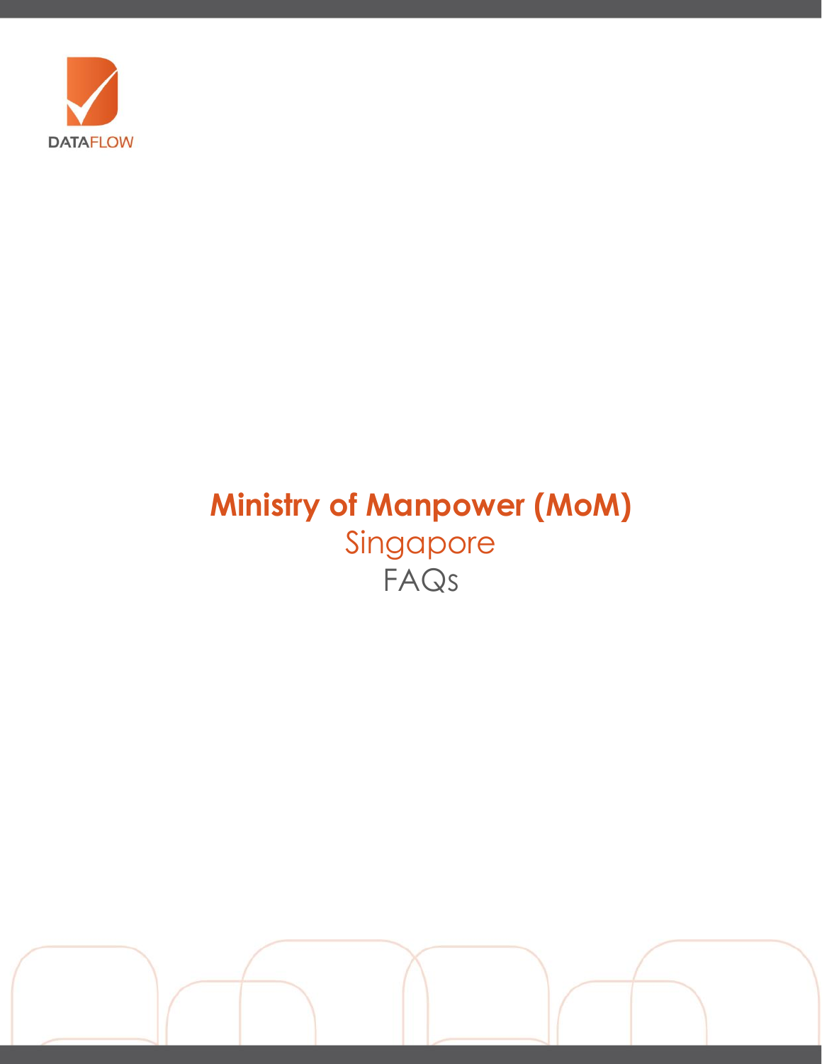DATAFLOW

# Ministry of Manpower (MoM)

## Singapore

## FAQs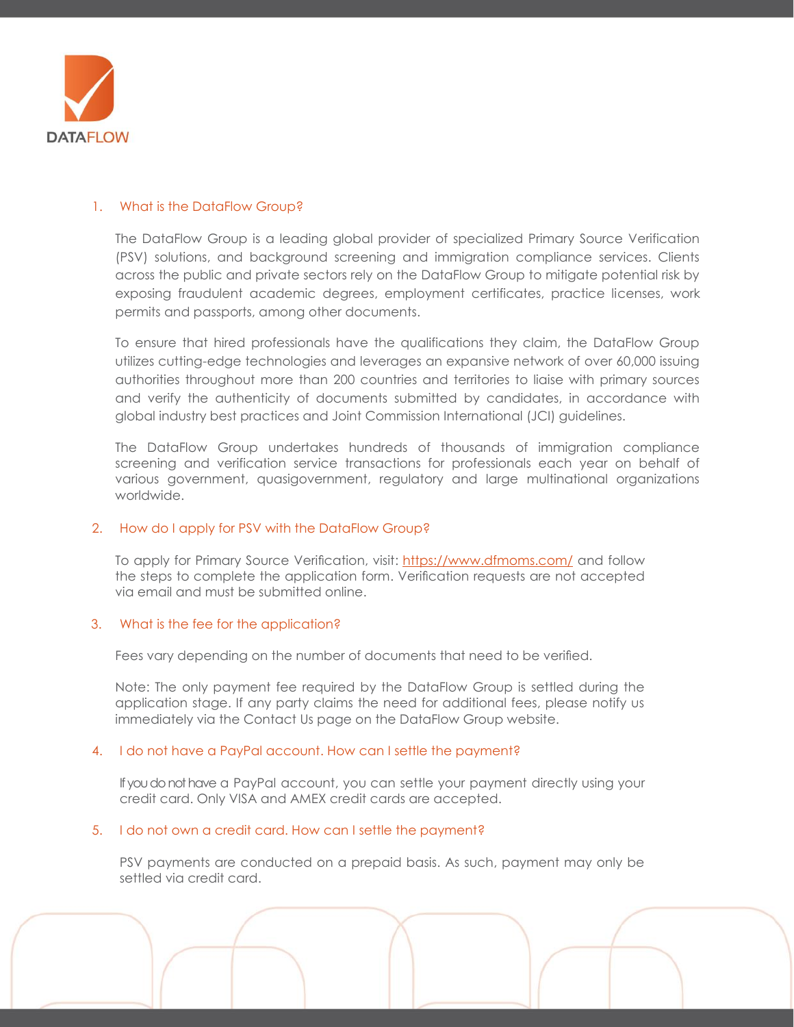1. What is the DataFlow Group?

   The DataFlow Group is a leading global provider of specialized Primary Source Verification (PSV) solutions, and background screening and immigration compliance services. Clients across the public and private sectors rely on the DataFlow Group to mitigate potential risk by exposing fraudulent academic degrees, employment certificates, practice licenses, work permits and passports, among other documents.

   To ensure that hired professionals have the qualifications they claim, the DataFlow Group utilizes cutting-edge technologies and leverages an expansive network of over 60,000 issuing authorities throughout more than 200 countries and territories to liaise with primary sources and verify the authenticity of documents submitted by candidates, in accordance with global industry best practices and Joint Commission International (JCI) guidelines.

   The DataFlow Group undertakes hundreds of thousands of immigration compliance screening and verification service transactions for professionals each year on behalf of various government, quasigovernment, regulatory and large multinational organizations worldwide.

2. How do I apply for PSV with the DataFlow Group?

   To apply for Primary Source Verification, visit: [https://www.dfmoms.com/](https://www.dfmoms.com/) and follow the steps to complete the application form. Verification requests are not accepted via email and must be submitted online.

3. What is the fee for the application?

   Fees vary depending on the number of documents that need to be verified.

   Note: The only payment fee required by the DataFlow Group is settled during the application stage. If any party claims the need for additional fees, please notify us immediately via the Contact Us page on the DataFlow Group website.

4. I do not have a PayPal account. How can I settle the payment?

   If you do not have a PayPal account, you can settle your payment directly using your credit card. Only VISA and AMEX credit cards are accepted.

5. I do not own a credit card. How can I settle the payment?

   PSV payments are conducted on a prepaid basis. As such, payment may only be settled via credit card.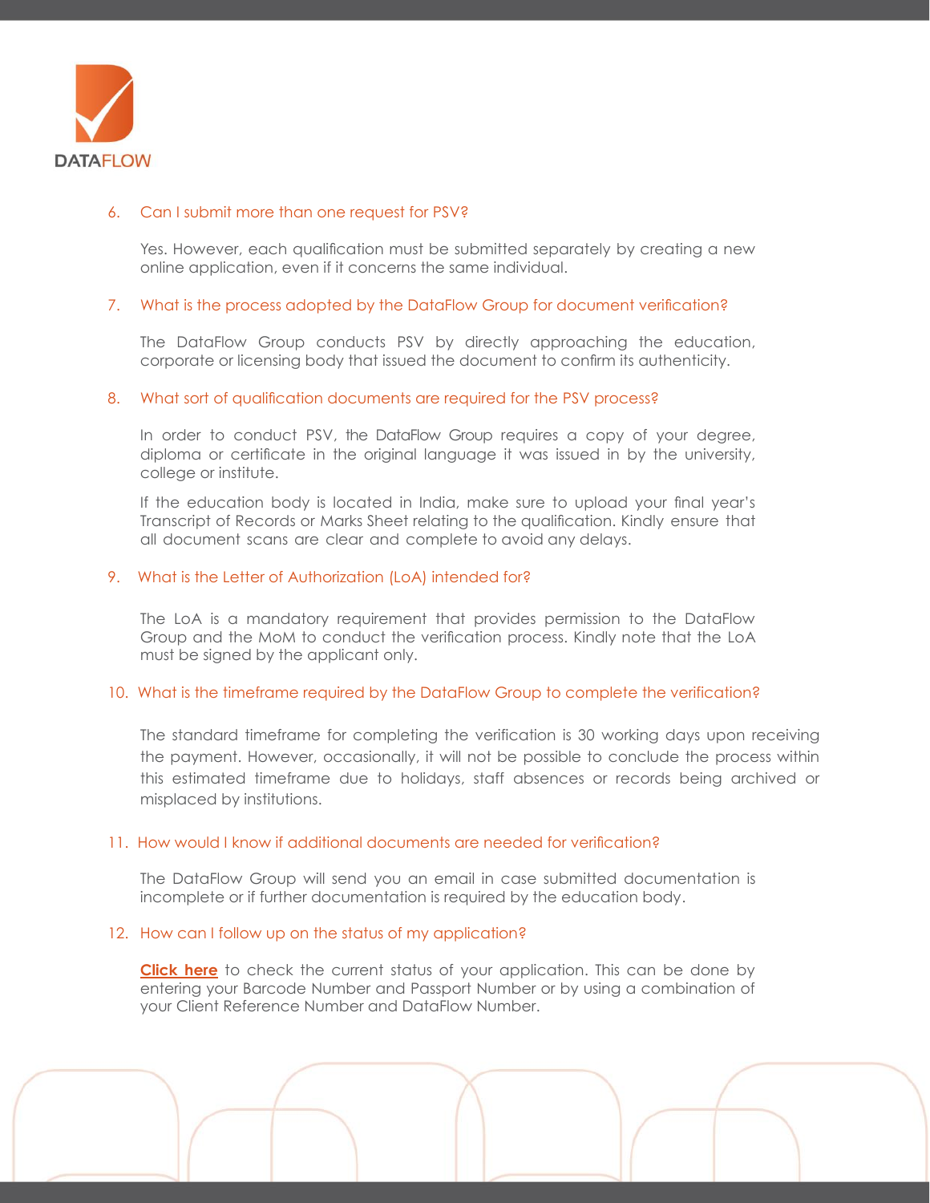6. Can I submit more than one request for PSV?

   Yes. However, each qualification must be submitted separately by creating a new online application, even if it concerns the same individual.

7. What is the process adopted by the DataFlow Group for document verification?

   The DataFlow Group conducts PSV by directly approaching the education, corporate or licensing body that issued the document to confirm its authenticity.

8. What sort of qualification documents are required for the PSV process?

   In order to conduct PSV, the DataFlow Group requires a copy of your degree, diploma or certificate in the original language it was issued in by the university, college or institute.

   If the education body is located in India, make sure to upload your final year's Transcript of Records or Marks Sheet relating to the qualification. Kindly ensure that all document scans are clear and complete to avoid any delays.

9. What is the Letter of Authorization (LoA) intended for?

   The LoA is a mandatory requirement that provides permission to the DataFlow Group and the MoM to conduct the verification process. Kindly note that the LoA must be signed by the applicant only.

10. What is the timeframe required by the DataFlow Group to complete the verification?

    The standard timeframe for completing the verification is 30 working days upon receiving the payment. However, occasionally, it will not be possible to conclude the process within this estimated timeframe due to holidays, staff absences or records being archived or misplaced by institutions.

11. How would I know if additional documents are needed for verification?

    The DataFlow Group will send you an email in case submitted documentation is incomplete or if further documentation is required by the education body.

12. How can I follow up on the status of my application?

    **Click here** to check the current status of your application. This can be done by entering your Barcode Number and Passport Number or by using a combination of your Client Reference Number and DataFlow Number.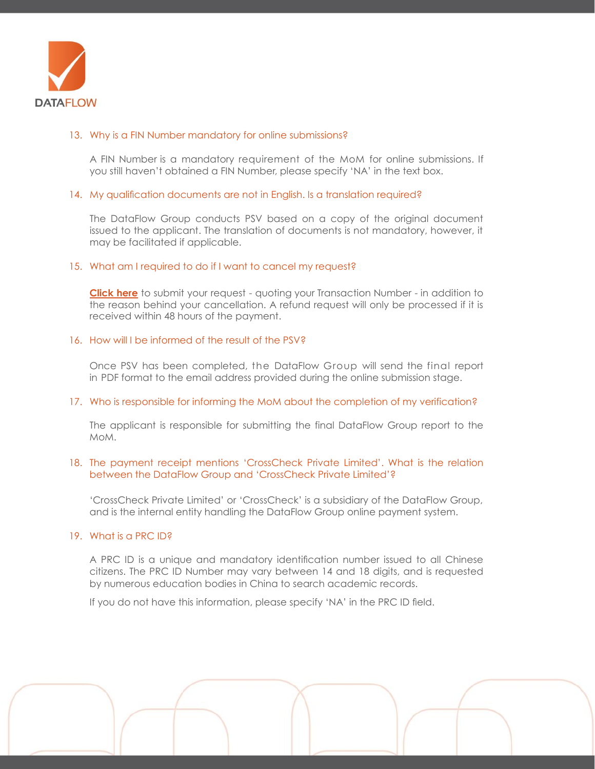13. Why is a FIN Number mandatory for online submissions?

    A FIN Number is a mandatory requirement of the MoM for online submissions. If you still haven't obtained a FIN Number, please specify 'NA' in the text box.

14. My qualification documents are not in English. Is a translation required?

    The DataFlow Group conducts PSV based on a copy of the original document issued to the applicant. The translation of documents is not mandatory, however, it may be facilitated if applicable.

15. What am I required to do if I want to cancel my request?

    **Click here** to submit your request - quoting your Transaction Number - in addition to the reason behind your cancellation. A refund request will only be processed if it is received within 48 hours of the payment.

16. How will I be informed of the result of the PSV?

    Once PSV has been completed, the DataFlow Group will send the final report in PDF format to the email address provided during the online submission stage.

17. Who is responsible for informing the MoM about the completion of my verification?

    The applicant is responsible for submitting the final DataFlow Group report to the MoM.

18. The payment receipt mentions 'CrossCheck Private Limited'. What is the relation between the DataFlow Group and 'CrossCheck Private Limited'?

    'CrossCheck Private Limited' or 'CrossCheck' is a subsidiary of the DataFlow Group, and is the internal entity handling the DataFlow Group online payment system.

19. What is a PRC ID?

    A PRC ID is a unique and mandatory identification number issued to all Chinese citizens. The PRC ID Number may vary between 14 and 18 digits, and is requested by numerous education bodies in China to search academic records.

    If you do not have this information, please specify 'NA' in the PRC ID field.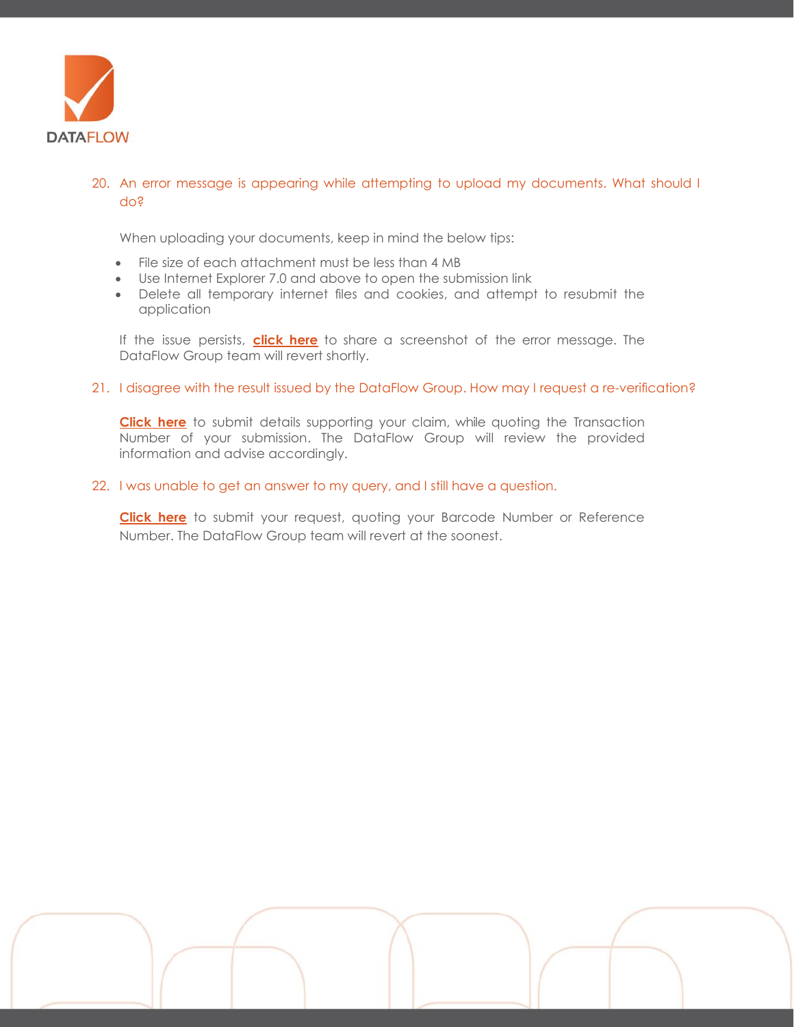20. An error message is appearing while attempting to upload my documents. What should I do?

    When uploading your documents, keep in mind the below tips:

    - File size of each attachment must be less than 4 MB
    - Use Internet Explorer 7.0 and above to open the submission link
    - Delete all temporary internet files and cookies, and attempt to resubmit the application

    If the issue persists, **click here** to share a screenshot of the error message. The DataFlow Group team will revert shortly.

21. I disagree with the result issued by the DataFlow Group. How may I request a re-verification?

    **Click here** to submit details supporting your claim, while quoting the Transaction Number of your submission. The DataFlow Group will review the provided information and advise accordingly.

22. I was unable to get an answer to my query, and I still have a question.

    **Click here** to submit your request, quoting your Barcode Number or Reference Number. The DataFlow Group team will revert at the soonest.